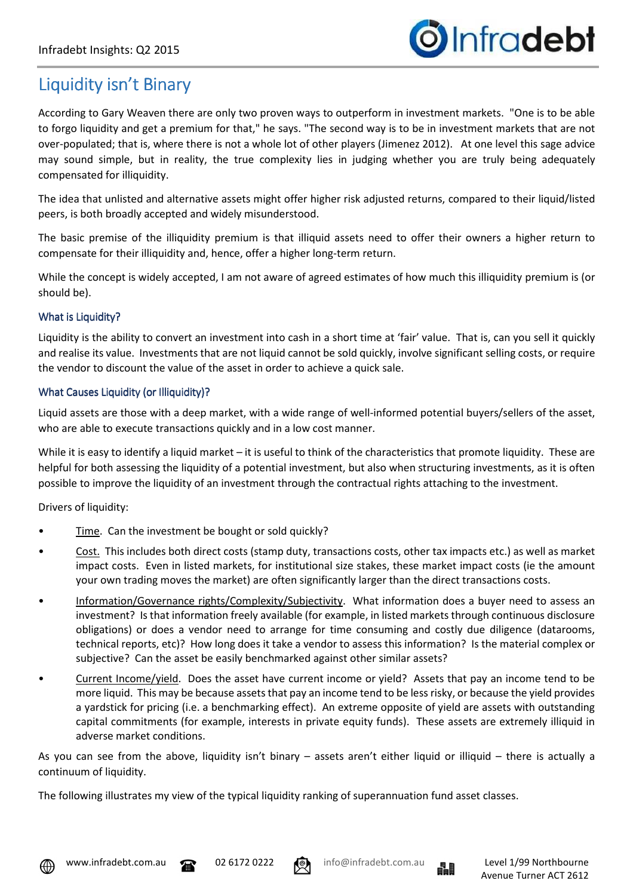# Liquidity isn't Binary

According to Gary Weaven there are only two proven ways to outperform in investment markets. "One is to be able to forgo liquidity and get a premium for that," he says. "The second way is to be in investment markets that are not over-populated; that is, where there is not a whole lot of other players (Jimenez 2012). At one level this sage advice may sound simple, but in reality, the true complexity lies in judging whether you are truly being adequately compensated for illiquidity.

The idea that unlisted and alternative assets might offer higher risk adjusted returns, compared to their liquid/listed peers, is both broadly accepted and widely misunderstood.

The basic premise of the illiquidity premium is that illiquid assets need to offer their owners a higher return to compensate for their illiquidity and, hence, offer a higher long-term return.

While the concept is widely accepted, I am not aware of agreed estimates of how much this illiquidity premium is (or should be).

### What is Liquidity?

Liquidity is the ability to convert an investment into cash in a short time at 'fair' value. That is, can you sell it quickly and realise its value. Investments that are not liquid cannot be sold quickly, involve significant selling costs, or require the vendor to discount the value of the asset in order to achieve a quick sale.

### What Causes Liquidity (or Illiquidity)?

Liquid assets are those with a deep market, with a wide range of well-informed potential buyers/sellers of the asset, who are able to execute transactions quickly and in a low cost manner.

While it is easy to identify a liquid market – it is useful to think of the characteristics that promote liquidity. These are helpful for both assessing the liquidity of a potential investment, but also when structuring investments, as it is often possible to improve the liquidity of an investment through the contractual rights attaching to the investment.

Drivers of liquidity:

- Time. Can the investment be bought or sold quickly?
- Cost. This includes both direct costs (stamp duty, transactions costs, other tax impacts etc.) as well as market impact costs. Even in listed markets, for institutional size stakes, these market impact costs (ie the amount your own trading moves the market) are often significantly larger than the direct transactions costs.
- Information/Governance rights/Complexity/Subjectivity. What information does a buyer need to assess an investment? Is that information freely available (for example, in listed markets through continuous disclosure obligations) or does a vendor need to arrange for time consuming and costly due diligence (datarooms, technical reports, etc)? How long does it take a vendor to assess this information? Is the material complex or subjective? Can the asset be easily benchmarked against other similar assets?
- Current Income/yield. Does the asset have current income or yield? Assets that pay an income tend to be more liquid. This may be because assets that pay an income tend to be less risky, or because the yield provides a yardstick for pricing (i.e. a benchmarking effect). An extreme opposite of yield are assets with outstanding capital commitments (for example, interests in private equity funds). These assets are extremely illiquid in adverse market conditions.

As you can see from the above, liquidity isn't binary – assets aren't either liquid or illiquid – there is actually a continuum of liquidity.

The following illustrates my view of the typical liquidity ranking of superannuation fund asset classes.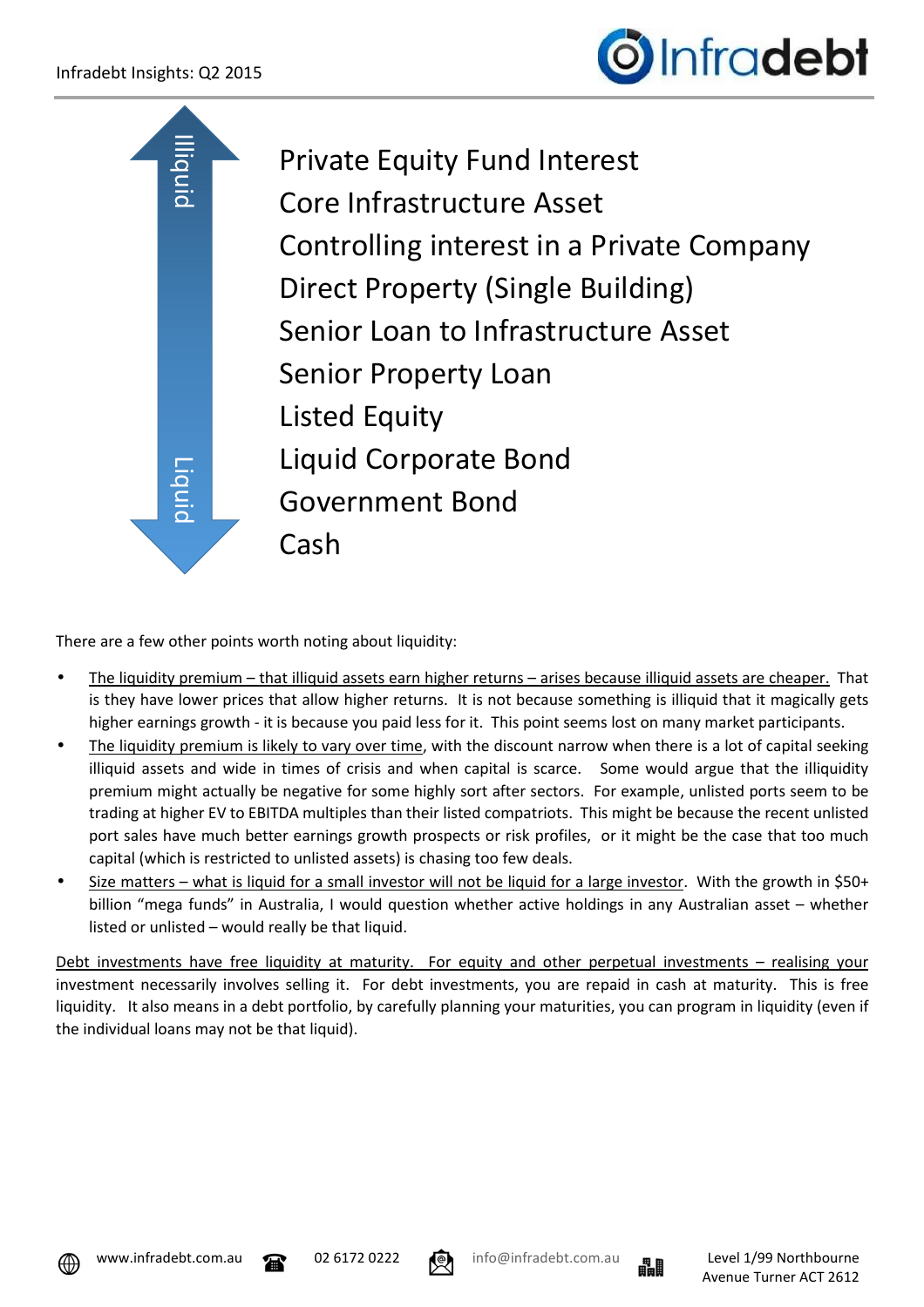Illiquid

Private Equity Fund Interest
Core Infrastructure Asset
Controlling interest in a Private Company
Direct Property (Single Building)
Senior Loan to Infrastructure Asset
Senior Property Loan
Listed Equity
Liquid Corporate Bond
Government Bond
Cash

Liquid

There are a few other points worth noting about liquidity:

- The liquidity premium – that illiquid assets earn higher returns – arises because illiquid assets are cheaper. That is they have lower prices that allow higher returns. It is not because something is illiquid that it magically gets higher earnings growth - it is because you paid less for it. This point seems lost on many market participants.
- The liquidity premium is likely to vary over time, with the discount narrow when there is a lot of capital seeking illiquid assets and wide in times of crisis and when capital is scarce. Some would argue that the illiquidity premium might actually be negative for some highly sort after sectors. For example, unlisted ports seem to be trading at higher EV to EBITDA multiples than their listed compatriots. This might be because the recent unlisted port sales have much better earnings growth prospects or risk profiles, or it might be the case that too much capital (which is restricted to unlisted assets) is chasing too few deals.
- Size matters – what is liquid for a small investor will not be liquid for a large investor. With the growth in $50+ billion "mega funds" in Australia, I would question whether active holdings in any Australian asset – whether listed or unlisted – would really be that liquid.

Debt investments have free liquidity at maturity. For equity and other perpetual investments – realising your investment necessarily involves selling it. For debt investments, you are repaid in cash at maturity. This is free liquidity. It also means in a debt portfolio, by carefully planning your maturities, you can program in liquidity (even if the individual loans may not be that liquid).